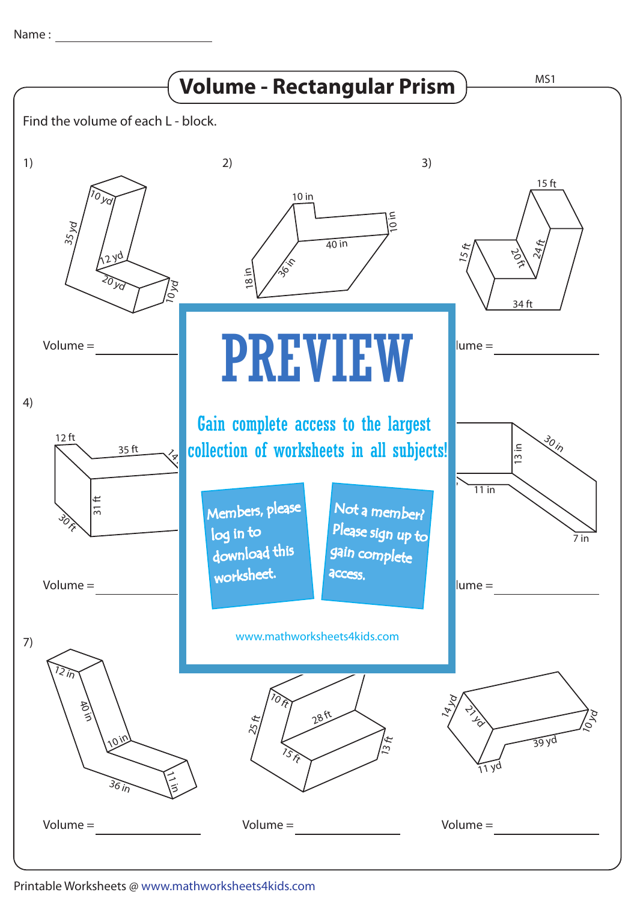Name : ______________________

# Volume - Rectangular Prism

MS1

Find the volume of each L - block.

1) 10 yd, 35 yd, 12 yd, 20 yd, 10 yd

Volume = ____________

2) 10 in, 10 in, 40 in, 36 in, 18 in

3) 15 ft, 15 ft, 20 ft, 24 ft, 34 ft

Volume = ____________

4) 12 ft, 35 ft, 14, 31 ft, 30 ft

Volume = ____________

6) 13 in, 30 in, 11 in, 7 in

Volume = ____________

**PREVIEW**

Gain complete access to the largest collection of worksheets in all subjects!

Members, please log in to download this worksheet.

Not a member? Please sign up to gain complete access.

www.mathworksheets4kids.com

7) 12 in, 40 in, 10 in, 36 in, 11 in

Volume = ____________

8) 10 ft, 25 ft, 28 ft, 15 ft, 13 ft

Volume = ____________

9) 14 yd, 21 yd, 10 yd, 39 yd, 11 yd

Volume = ____________

Printable Worksheets @ www.mathworksheets4kids.com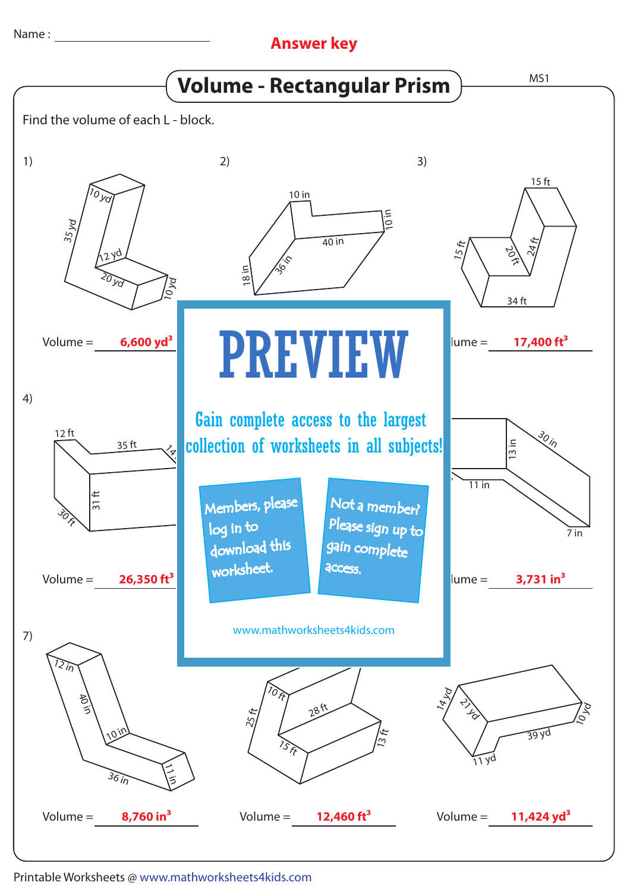Name : ____________________

**Answer key**

# Volume - Rectangular Prism

MS1

Find the volume of each L - block.

1)

10 yd, 35 yd, 12 yd, 20 yd, 10 yd

Volume = **6,600 $yd^3$**

2)

10 in, 10 in, 40 in, 36 in, 18 in

3)

15 ft, 15 ft, 20 ft, 24 ft, 34 ft

Volume = **17,400 $ft^3$**

4)

12 ft, 35 ft, 14, 31 ft, 30 ft

Volume = **26,350 $ft^3$**

6)

13 in, 30 in, 11 in, 7 in

Volume = **3,731 $in^3$**

7)

12 in, 40 in, 10 in, 36 in, 11 in

Volume = **8,760 $in^3$**

8)

10 ft, 25 ft, 28 ft, 15 ft, 13 ft

Volume = **12,460 $ft^3$**

9)

14 yd, 21 yd, 10 yd, 39 yd, 11 yd

Volume = **11,424 $yd^3$**

PREVIEW

Gain complete access to the largest collection of worksheets in all subjects!

Members, please log in to download this worksheet.

Not a member? Please sign up to gain complete access.

www.mathworksheets4kids.com

Printable Worksheets @ www.mathworksheets4kids.com